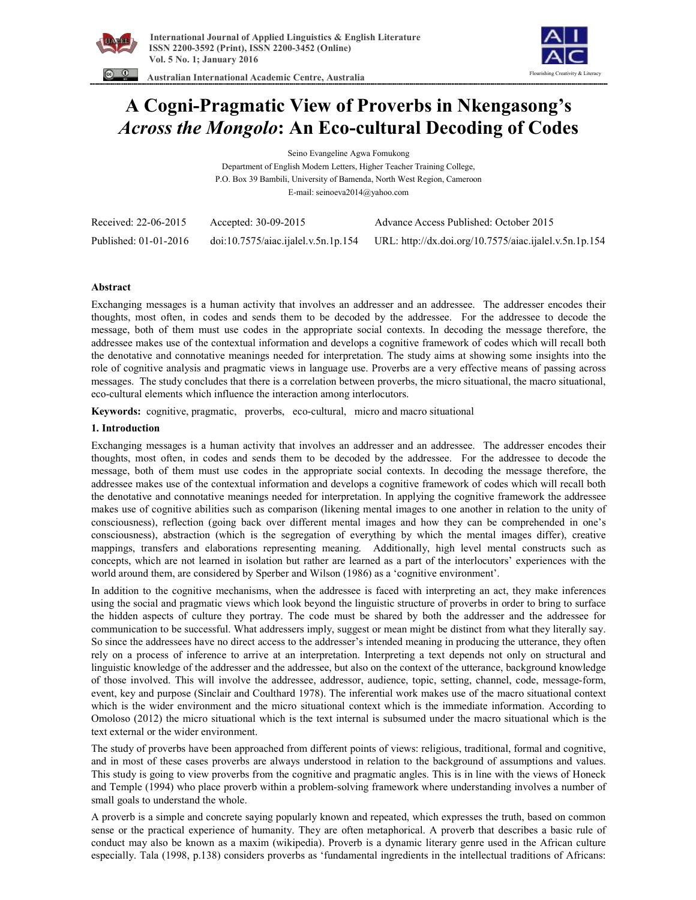# A Cogni-Pragmatic View of Proverbs in Nkengasong's *Across the Mongolo*: An Eco-cultural Decoding of Codes

Seino Evangeline Agwa Fomukong

Department of English Modern Letters, Higher Teacher Training College,

P.O. Box 39 Bambili, University of Bamenda, North West Region, Cameroon

E-mail: seinoeva2014@yahoo.com

| Received: 22-06-2015 | Accepted: 30-09-2015 | Advance Access Published: October 2015 |
|---|---|---|
| Published: 01-01-2016 | doi:10.7575/aiac.ijalel.v.5n.1p.154 | URL: http://dx.doi.org/10.7575/aiac.ijalel.v.5n.1p.154 |

## Abstract

Exchanging messages is a human activity that involves an addresser and an addressee. The addresser encodes their thoughts, most often, in codes and sends them to be decoded by the addressee. For the addressee to decode the message, both of them must use codes in the appropriate social contexts. In decoding the message therefore, the addressee makes use of the contextual information and develops a cognitive framework of codes which will recall both the denotative and connotative meanings needed for interpretation. The study aims at showing some insights into the role of cognitive analysis and pragmatic views in language use. Proverbs are a very effective means of passing across messages. The study concludes that there is a correlation between proverbs, the micro situational, the macro situational, eco-cultural elements which influence the interaction among interlocutors.

**Keywords:** cognitive, pragmatic, proverbs, eco-cultural, micro and macro situational

## 1. Introduction

Exchanging messages is a human activity that involves an addresser and an addressee. The addresser encodes their thoughts, most often, in codes and sends them to be decoded by the addressee. For the addressee to decode the message, both of them must use codes in the appropriate social contexts. In decoding the message therefore, the addressee makes use of the contextual information and develops a cognitive framework of codes which will recall both the denotative and connotative meanings needed for interpretation. In applying the cognitive framework the addressee makes use of cognitive abilities such as comparison (likening mental images to one another in relation to the unity of consciousness), reflection (going back over different mental images and how they can be comprehended in one's consciousness), abstraction (which is the segregation of everything by which the mental images differ), creative mappings, transfers and elaborations representing meaning. Additionally, high level mental constructs such as concepts, which are not learned in isolation but rather are learned as a part of the interlocutors' experiences with the world around them, are considered by Sperber and Wilson (1986) as a 'cognitive environment'.

In addition to the cognitive mechanisms, when the addressee is faced with interpreting an act, they make inferences using the social and pragmatic views which look beyond the linguistic structure of proverbs in order to bring to surface the hidden aspects of culture they portray. The code must be shared by both the addresser and the addressee for communication to be successful. What addressers imply, suggest or mean might be distinct from what they literally say. So since the addressees have no direct access to the addresser's intended meaning in producing the utterance, they often rely on a process of inference to arrive at an interpretation. Interpreting a text depends not only on structural and linguistic knowledge of the addresser and the addressee, but also on the context of the utterance, background knowledge of those involved. This will involve the addressee, addressor, audience, topic, setting, channel, code, message-form, event, key and purpose (Sinclair and Coulthard 1978). The inferential work makes use of the macro situational context which is the wider environment and the micro situational context which is the immediate information. According to Omoloso (2012) the micro situational which is the text internal is subsumed under the macro situational which is the text external or the wider environment.

The study of proverbs have been approached from different points of views: religious, traditional, formal and cognitive, and in most of these cases proverbs are always understood in relation to the background of assumptions and values. This study is going to view proverbs from the cognitive and pragmatic angles. This is in line with the views of Honeck and Temple (1994) who place proverb within a problem-solving framework where understanding involves a number of small goals to understand the whole.

A proverb is a simple and concrete saying popularly known and repeated, which expresses the truth, based on common sense or the practical experience of humanity. They are often metaphorical. A proverb that describes a basic rule of conduct may also be known as a maxim (wikipedia). Proverb is a dynamic literary genre used in the African culture especially. Tala (1998, p.138) considers proverbs as 'fundamental ingredients in the intellectual traditions of Africans: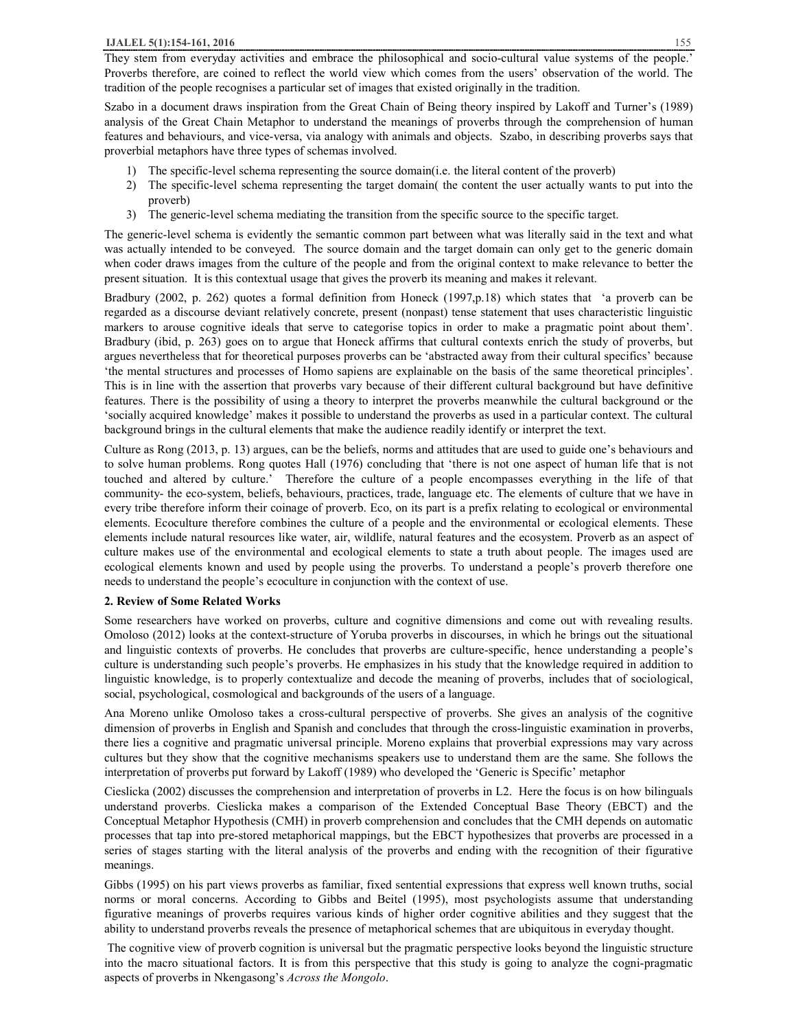They stem from everyday activities and embrace the philosophical and socio-cultural value systems of the people.' Proverbs therefore, are coined to reflect the world view which comes from the users' observation of the world. The tradition of the people recognises a particular set of images that existed originally in the tradition.

Szabo in a document draws inspiration from the Great Chain of Being theory inspired by Lakoff and Turner's (1989) analysis of the Great Chain Metaphor to understand the meanings of proverbs through the comprehension of human features and behaviours, and vice-versa, via analogy with animals and objects. Szabo, in describing proverbs says that proverbial metaphors have three types of schemas involved.

1) The specific-level schema representing the source domain(i.e. the literal content of the proverb)
2) The specific-level schema representing the target domain( the content the user actually wants to put into the proverb)
3) The generic-level schema mediating the transition from the specific source to the specific target.

The generic-level schema is evidently the semantic common part between what was literally said in the text and what was actually intended to be conveyed. The source domain and the target domain can only get to the generic domain when coder draws images from the culture of the people and from the original context to make relevance to better the present situation. It is this contextual usage that gives the proverb its meaning and makes it relevant.

Bradbury (2002, p. 262) quotes a formal definition from Honeck (1997,p.18) which states that 'a proverb can be regarded as a discourse deviant relatively concrete, present (nonpast) tense statement that uses characteristic linguistic markers to arouse cognitive ideals that serve to categorise topics in order to make a pragmatic point about them'. Bradbury (ibid, p. 263) goes on to argue that Honeck affirms that cultural contexts enrich the study of proverbs, but argues nevertheless that for theoretical purposes proverbs can be 'abstracted away from their cultural specifics' because 'the mental structures and processes of Homo sapiens are explainable on the basis of the same theoretical principles'. This is in line with the assertion that proverbs vary because of their different cultural background but have definitive features. There is the possibility of using a theory to interpret the proverbs meanwhile the cultural background or the 'socially acquired knowledge' makes it possible to understand the proverbs as used in a particular context. The cultural background brings in the cultural elements that make the audience readily identify or interpret the text.

Culture as Rong (2013, p. 13) argues, can be the beliefs, norms and attitudes that are used to guide one's behaviours and to solve human problems. Rong quotes Hall (1976) concluding that 'there is not one aspect of human life that is not touched and altered by culture.' Therefore the culture of a people encompasses everything in the life of that community- the eco-system, beliefs, behaviours, practices, trade, language etc. The elements of culture that we have in every tribe therefore inform their coinage of proverb. Eco, on its part is a prefix relating to ecological or environmental elements. Ecoculture therefore combines the culture of a people and the environmental or ecological elements. These elements include natural resources like water, air, wildlife, natural features and the ecosystem. Proverb as an aspect of culture makes use of the environmental and ecological elements to state a truth about people. The images used are ecological elements known and used by people using the proverbs. To understand a people's proverb therefore one needs to understand the people's ecoculture in conjunction with the context of use.

## 2. Review of Some Related Works

Some researchers have worked on proverbs, culture and cognitive dimensions and come out with revealing results. Omoloso (2012) looks at the context-structure of Yoruba proverbs in discourses, in which he brings out the situational and linguistic contexts of proverbs. He concludes that proverbs are culture-specific, hence understanding a people's culture is understanding such people's proverbs. He emphasizes in his study that the knowledge required in addition to linguistic knowledge, is to properly contextualize and decode the meaning of proverbs, includes that of sociological, social, psychological, cosmological and backgrounds of the users of a language.

Ana Moreno unlike Omoloso takes a cross-cultural perspective of proverbs. She gives an analysis of the cognitive dimension of proverbs in English and Spanish and concludes that through the cross-linguistic examination in proverbs, there lies a cognitive and pragmatic universal principle. Moreno explains that proverbial expressions may vary across cultures but they show that the cognitive mechanisms speakers use to understand them are the same. She follows the interpretation of proverbs put forward by Lakoff (1989) who developed the 'Generic is Specific' metaphor

Cieslicka (2002) discusses the comprehension and interpretation of proverbs in L2. Here the focus is on how bilinguals understand proverbs. Cieslicka makes a comparison of the Extended Conceptual Base Theory (EBCT) and the Conceptual Metaphor Hypothesis (CMH) in proverb comprehension and concludes that the CMH depends on automatic processes that tap into pre-stored metaphorical mappings, but the EBCT hypothesizes that proverbs are processed in a series of stages starting with the literal analysis of the proverbs and ending with the recognition of their figurative meanings.

Gibbs (1995) on his part views proverbs as familiar, fixed sentential expressions that express well known truths, social norms or moral concerns. According to Gibbs and Beitel (1995), most psychologists assume that understanding figurative meanings of proverbs requires various kinds of higher order cognitive abilities and they suggest that the ability to understand proverbs reveals the presence of metaphorical schemes that are ubiquitous in everyday thought.

The cognitive view of proverb cognition is universal but the pragmatic perspective looks beyond the linguistic structure into the macro situational factors. It is from this perspective that this study is going to analyze the cogni-pragmatic aspects of proverbs in Nkengasong's *Across the Mongolo*.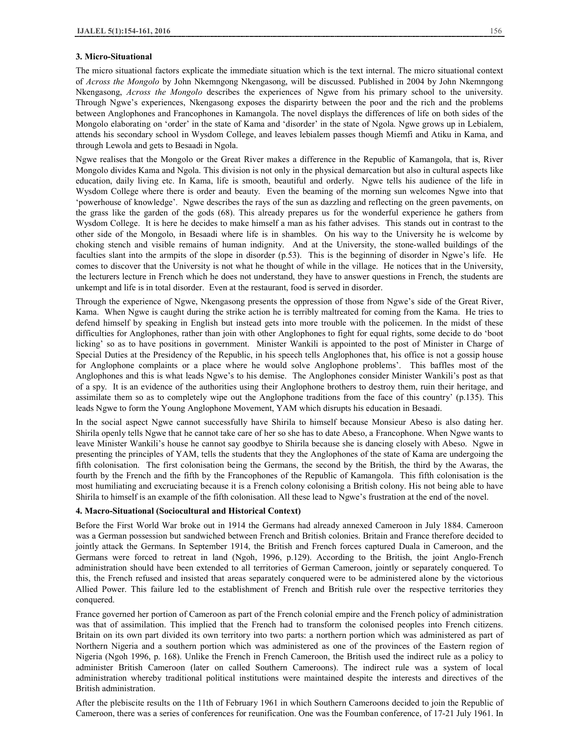### 3. Micro-Situational

The micro situational factors explicate the immediate situation which is the text internal. The micro situational context of *Across the Mongolo* by John Nkemngong Nkengasong, will be discussed. Published in 2004 by John Nkemngong Nkengasong, *Across the Mongolo* describes the experiences of Ngwe from his primary school to the university. Through Ngwe's experiences, Nkengasong exposes the disparirty between the poor and the rich and the problems between Anglophones and Francophones in Kamangola. The novel displays the differences of life on both sides of the Mongolo elaborating on 'order' in the state of Kama and 'disorder' in the state of Ngola. Ngwe grows up in Lebialem, attends his secondary school in Wysdom College, and leaves lebialem passes though Miemfi and Atiku in Kama, and through Lewola and gets to Besaadi in Ngola.

Ngwe realises that the Mongolo or the Great River makes a difference in the Republic of Kamangola, that is, River Mongolo divides Kama and Ngola. This division is not only in the physical demarcation but also in cultural aspects like education, daily living etc. In Kama, life is smooth, beautiful and orderly. Ngwe tells his audience of the life in Wysdom College where there is order and beauty. Even the beaming of the morning sun welcomes Ngwe into that 'powerhouse of knowledge'. Ngwe describes the rays of the sun as dazzling and reflecting on the green pavements, on the grass like the garden of the gods (68). This already prepares us for the wonderful experience he gathers from Wysdom College. It is here he decides to make himself a man as his father advises. This stands out in contrast to the other side of the Mongolo, in Besaadi where life is in shambles. On his way to the University he is welcome by choking stench and visible remains of human indignity. And at the University, the stone-walled buildings of the faculties slant into the armpits of the slope in disorder (p.53). This is the beginning of disorder in Ngwe's life. He comes to discover that the University is not what he thought of while in the village. He notices that in the University, the lecturers lecture in French which he does not understand, they have to answer questions in French, the students are unkempt and life is in total disorder. Even at the restaurant, food is served in disorder.

Through the experience of Ngwe, Nkengasong presents the oppression of those from Ngwe's side of the Great River, Kama. When Ngwe is caught during the strike action he is terribly maltreated for coming from the Kama. He tries to defend himself by speaking in English but instead gets into more trouble with the policemen. In the midst of these difficulties for Anglophones, rather than join with other Anglophones to fight for equal rights, some decide to do 'boot licking' so as to have positions in government. Minister Wankili is appointed to the post of Minister in Charge of Special Duties at the Presidency of the Republic, in his speech tells Anglophones that, his office is not a gossip house for Anglophone complaints or a place where he would solve Anglophone problems'. This baffles most of the Anglophones and this is what leads Ngwe's to his demise. The Anglophones consider Minister Wankili's post as that of a spy. It is an evidence of the authorities using their Anglophone brothers to destroy them, ruin their heritage, and assimilate them so as to completely wipe out the Anglophone traditions from the face of this country' (p.135). This leads Ngwe to form the Young Anglophone Movement, YAM which disrupts his education in Besaadi.

In the social aspect Ngwe cannot successfully have Shirila to himself because Monsieur Abeso is also dating her. Shirila openly tells Ngwe that he cannot take care of her so she has to date Abeso, a Francophone. When Ngwe wants to leave Minister Wankili's house he cannot say goodbye to Shirila because she is dancing closely with Abeso. Ngwe in presenting the principles of YAM, tells the students that they the Anglophones of the state of Kama are undergoing the fifth colonisation. The first colonisation being the Germans, the second by the British, the third by the Awaras, the fourth by the French and the fifth by the Francophones of the Republic of Kamangola. This fifth colonisation is the most humiliating and excruciating because it is a French colony colonising a British colony. His not being able to have Shirila to himself is an example of the fifth colonisation. All these lead to Ngwe's frustration at the end of the novel.

### 4. Macro-Situational (Sociocultural and Historical Context)

Before the First World War broke out in 1914 the Germans had already annexed Cameroon in July 1884. Cameroon was a German possession but sandwiched between French and British colonies. Britain and France therefore decided to jointly attack the Germans. In September 1914, the British and French forces captured Duala in Cameroon, and the Germans were forced to retreat in land (Ngoh, 1996, p.129). According to the British, the joint Anglo-French administration should have been extended to all territories of German Cameroon, jointly or separately conquered. To this, the French refused and insisted that areas separately conquered were to be administered alone by the victorious Allied Power. This failure led to the establishment of French and British rule over the respective territories they conquered.

France governed her portion of Cameroon as part of the French colonial empire and the French policy of administration was that of assimilation. This implied that the French had to transform the colonised peoples into French citizens. Britain on its own part divided its own territory into two parts: a northern portion which was administered as part of Northern Nigeria and a southern portion which was administered as one of the provinces of the Eastern region of Nigeria (Ngoh 1996, p. 168). Unlike the French in French Cameroon, the British used the indirect rule as a policy to administer British Cameroon (later on called Southern Cameroons). The indirect rule was a system of local administration whereby traditional political institutions were maintained despite the interests and directives of the British administration.

After the plebiscite results on the 11th of February 1961 in which Southern Cameroons decided to join the Republic of Cameroon, there was a series of conferences for reunification. One was the Foumban conference, of 17-21 July 1961. In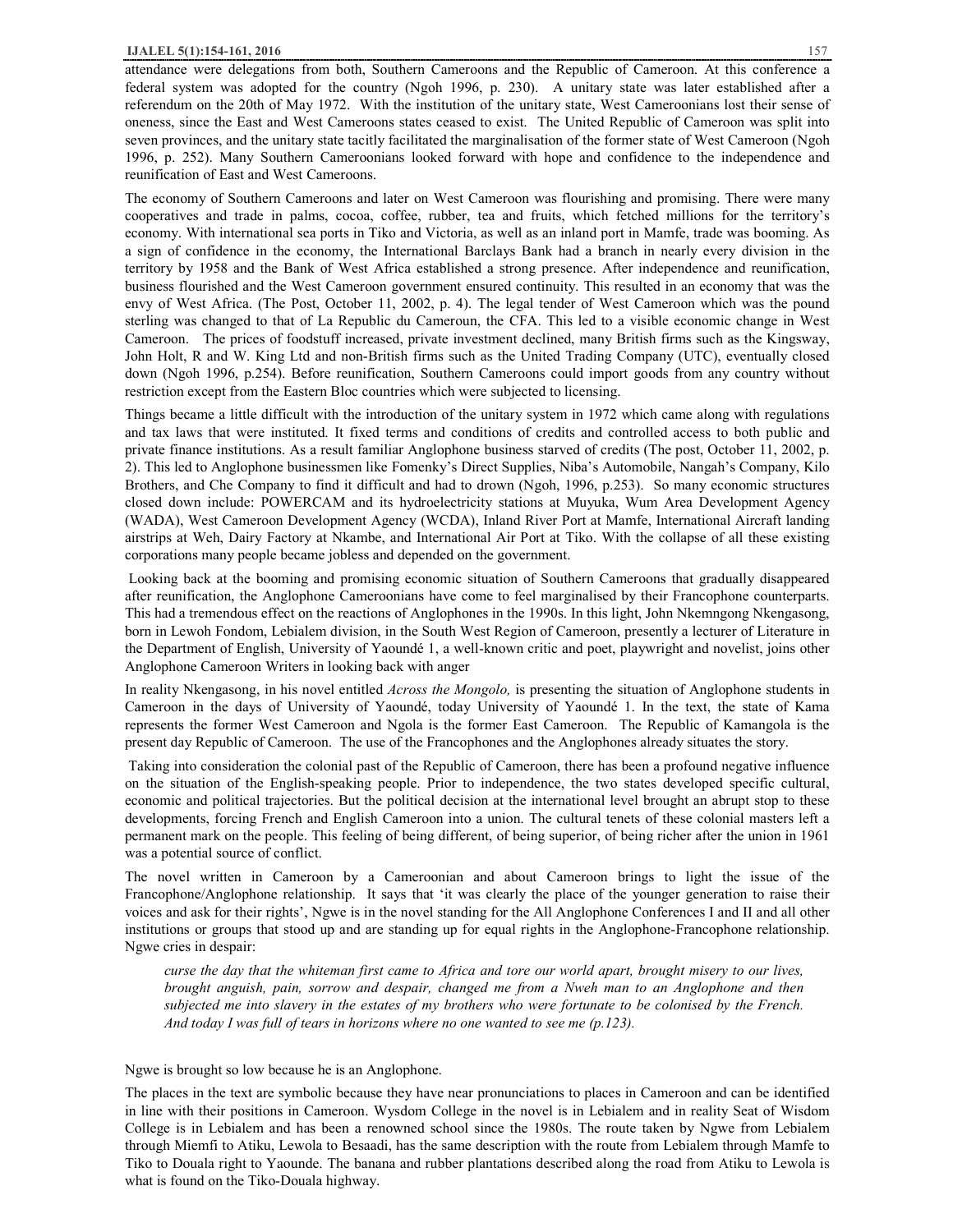attendance were delegations from both, Southern Cameroons and the Republic of Cameroon. At this conference a federal system was adopted for the country (Ngoh 1996, p. 230). A unitary state was later established after a referendum on the 20th of May 1972. With the institution of the unitary state, West Cameroonians lost their sense of oneness, since the East and West Cameroons states ceased to exist. The United Republic of Cameroon was split into seven provinces, and the unitary state tacitly facilitated the marginalisation of the former state of West Cameroon (Ngoh 1996, p. 252). Many Southern Cameroonians looked forward with hope and confidence to the independence and reunification of East and West Cameroons.

The economy of Southern Cameroons and later on West Cameroon was flourishing and promising. There were many cooperatives and trade in palms, cocoa, coffee, rubber, tea and fruits, which fetched millions for the territory's economy. With international sea ports in Tiko and Victoria, as well as an inland port in Mamfe, trade was booming. As a sign of confidence in the economy, the International Barclays Bank had a branch in nearly every division in the territory by 1958 and the Bank of West Africa established a strong presence. After independence and reunification, business flourished and the West Cameroon government ensured continuity. This resulted in an economy that was the envy of West Africa. (The Post, October 11, 2002, p. 4). The legal tender of West Cameroon which was the pound sterling was changed to that of La Republic du Cameroun, the CFA. This led to a visible economic change in West Cameroon. The prices of foodstuff increased, private investment declined, many British firms such as the Kingsway, John Holt, R and W. King Ltd and non-British firms such as the United Trading Company (UTC), eventually closed down (Ngoh 1996, p.254). Before reunification, Southern Cameroons could import goods from any country without restriction except from the Eastern Bloc countries which were subjected to licensing.

Things became a little difficult with the introduction of the unitary system in 1972 which came along with regulations and tax laws that were instituted. It fixed terms and conditions of credits and controlled access to both public and private finance institutions. As a result familiar Anglophone business starved of credits (The post, October 11, 2002, p. 2). This led to Anglophone businessmen like Fomenky's Direct Supplies, Niba's Automobile, Nangah's Company, Kilo Brothers, and Che Company to find it difficult and had to drown (Ngoh, 1996, p.253). So many economic structures closed down include: POWERCAM and its hydroelectricity stations at Muyuka, Wum Area Development Agency (WADA), West Cameroon Development Agency (WCDA), Inland River Port at Mamfe, International Aircraft landing airstrips at Weh, Dairy Factory at Nkambe, and International Air Port at Tiko. With the collapse of all these existing corporations many people became jobless and depended on the government.

Looking back at the booming and promising economic situation of Southern Cameroons that gradually disappeared after reunification, the Anglophone Cameroonians have come to feel marginalised by their Francophone counterparts. This had a tremendous effect on the reactions of Anglophones in the 1990s. In this light, John Nkemngong Nkengasong, born in Lewoh Fondom, Lebialem division, in the South West Region of Cameroon, presently a lecturer of Literature in the Department of English, University of Yaoundé 1, a well-known critic and poet, playwright and novelist, joins other Anglophone Cameroon Writers in looking back with anger

In reality Nkengasong, in his novel entitled *Across the Mongolo,* is presenting the situation of Anglophone students in Cameroon in the days of University of Yaoundé, today University of Yaoundé 1. In the text, the state of Kama represents the former West Cameroon and Ngola is the former East Cameroon. The Republic of Kamangola is the present day Republic of Cameroon. The use of the Francophones and the Anglophones already situates the story.

Taking into consideration the colonial past of the Republic of Cameroon, there has been a profound negative influence on the situation of the English-speaking people. Prior to independence, the two states developed specific cultural, economic and political trajectories. But the political decision at the international level brought an abrupt stop to these developments, forcing French and English Cameroon into a union. The cultural tenets of these colonial masters left a permanent mark on the people. This feeling of being different, of being superior, of being richer after the union in 1961 was a potential source of conflict.

The novel written in Cameroon by a Cameroonian and about Cameroon brings to light the issue of the Francophone/Anglophone relationship. It says that 'it was clearly the place of the younger generation to raise their voices and ask for their rights', Ngwe is in the novel standing for the All Anglophone Conferences I and II and all other institutions or groups that stood up and are standing up for equal rights in the Anglophone-Francophone relationship. Ngwe cries in despair:

> *curse the day that the whiteman first came to Africa and tore our world apart, brought misery to our lives, brought anguish, pain, sorrow and despair, changed me from a Nweh man to an Anglophone and then subjected me into slavery in the estates of my brothers who were fortunate to be colonised by the French. And today I was full of tears in horizons where no one wanted to see me (p.123).*

Ngwe is brought so low because he is an Anglophone.

The places in the text are symbolic because they have near pronunciations to places in Cameroon and can be identified in line with their positions in Cameroon. Wysdom College in the novel is in Lebialem and in reality Seat of Wisdom College is in Lebialem and has been a renowned school since the 1980s. The route taken by Ngwe from Lebialem through Miemfi to Atiku, Lewola to Besaadi, has the same description with the route from Lebialem through Mamfe to Tiko to Douala right to Yaounde. The banana and rubber plantations described along the road from Atiku to Lewola is what is found on the Tiko-Douala highway.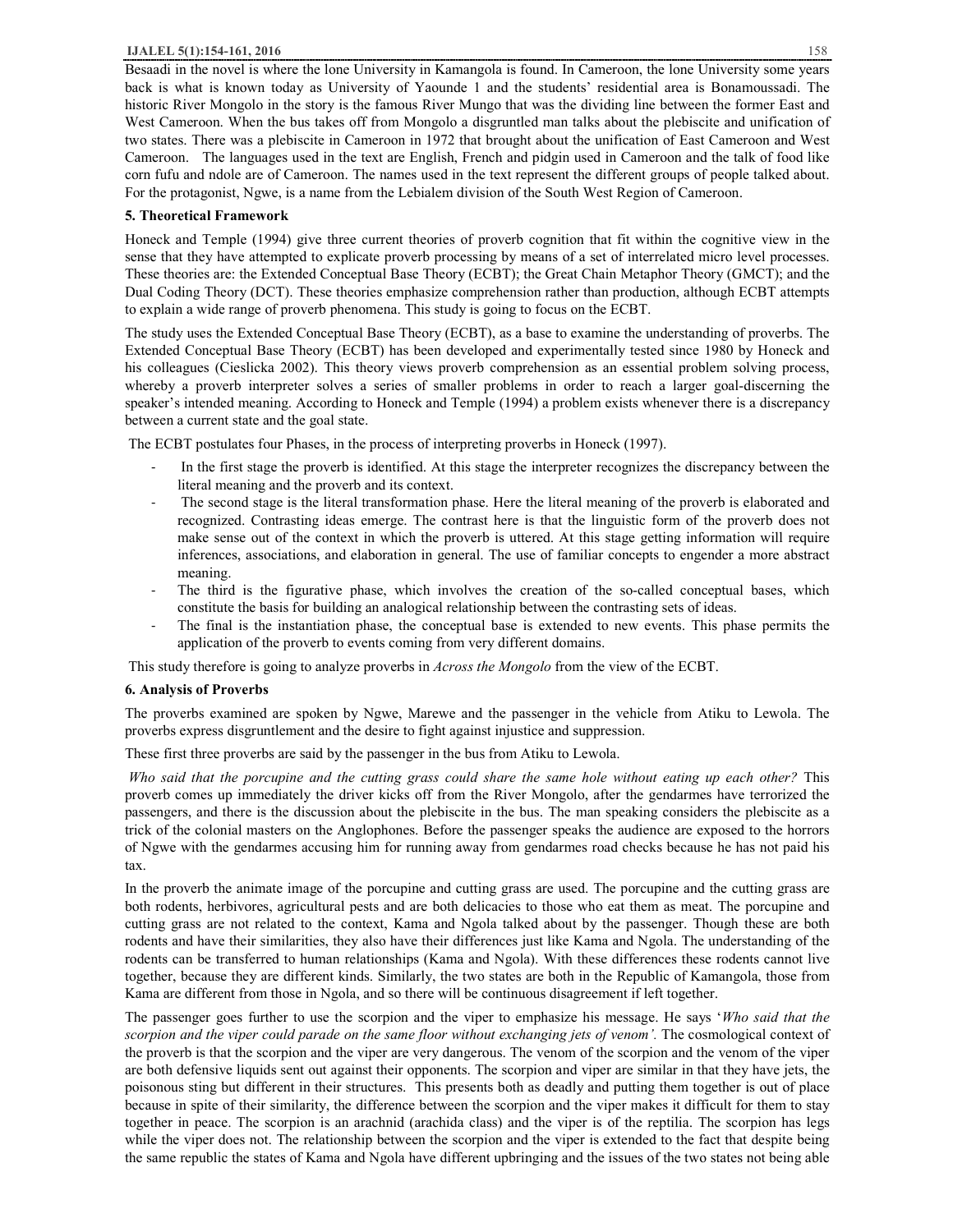Besaadi in the novel is where the lone University in Kamangola is found. In Cameroon, the lone University some years back is what is known today as University of Yaounde 1 and the students' residential area is Bonamoussadi. The historic River Mongolo in the story is the famous River Mungo that was the dividing line between the former East and West Cameroon. When the bus takes off from Mongolo a disgruntled man talks about the plebiscite and unification of two states. There was a plebiscite in Cameroon in 1972 that brought about the unification of East Cameroon and West Cameroon. The languages used in the text are English, French and pidgin used in Cameroon and the talk of food like corn fufu and ndole are of Cameroon. The names used in the text represent the different groups of people talked about. For the protagonist, Ngwe, is a name from the Lebialem division of the South West Region of Cameroon.

## 5. Theoretical Framework

Honeck and Temple (1994) give three current theories of proverb cognition that fit within the cognitive view in the sense that they have attempted to explicate proverb processing by means of a set of interrelated micro level processes. These theories are: the Extended Conceptual Base Theory (ECBT); the Great Chain Metaphor Theory (GMCT); and the Dual Coding Theory (DCT). These theories emphasize comprehension rather than production, although ECBT attempts to explain a wide range of proverb phenomena. This study is going to focus on the ECBT.

The study uses the Extended Conceptual Base Theory (ECBT), as a base to examine the understanding of proverbs. The Extended Conceptual Base Theory (ECBT) has been developed and experimentally tested since 1980 by Honeck and his colleagues (Cieslicka 2002). This theory views proverb comprehension as an essential problem solving process, whereby a proverb interpreter solves a series of smaller problems in order to reach a larger goal-discerning the speaker's intended meaning. According to Honeck and Temple (1994) a problem exists whenever there is a discrepancy between a current state and the goal state.

The ECBT postulates four Phases, in the process of interpreting proverbs in Honeck (1997).

- In the first stage the proverb is identified. At this stage the interpreter recognizes the discrepancy between the literal meaning and the proverb and its context.
- The second stage is the literal transformation phase. Here the literal meaning of the proverb is elaborated and recognized. Contrasting ideas emerge. The contrast here is that the linguistic form of the proverb does not make sense out of the context in which the proverb is uttered. At this stage getting information will require inferences, associations, and elaboration in general. The use of familiar concepts to engender a more abstract meaning.
- The third is the figurative phase, which involves the creation of the so-called conceptual bases, which constitute the basis for building an analogical relationship between the contrasting sets of ideas.
- The final is the instantiation phase, the conceptual base is extended to new events. This phase permits the application of the proverb to events coming from very different domains.

This study therefore is going to analyze proverbs in *Across the Mongolo* from the view of the ECBT.

## 6. Analysis of Proverbs

The proverbs examined are spoken by Ngwe, Marewe and the passenger in the vehicle from Atiku to Lewola. The proverbs express disgruntlement and the desire to fight against injustice and suppression.

These first three proverbs are said by the passenger in the bus from Atiku to Lewola.

*Who said that the porcupine and the cutting grass could share the same hole without eating up each other?* This proverb comes up immediately the driver kicks off from the River Mongolo, after the gendarmes have terrorized the passengers, and there is the discussion about the plebiscite in the bus. The man speaking considers the plebiscite as a trick of the colonial masters on the Anglophones. Before the passenger speaks the audience are exposed to the horrors of Ngwe with the gendarmes accusing him for running away from gendarmes road checks because he has not paid his tax.

In the proverb the animate image of the porcupine and cutting grass are used. The porcupine and the cutting grass are both rodents, herbivores, agricultural pests and are both delicacies to those who eat them as meat. The porcupine and cutting grass are not related to the context, Kama and Ngola talked about by the passenger. Though these are both rodents and have their similarities, they also have their differences just like Kama and Ngola. The understanding of the rodents can be transferred to human relationships (Kama and Ngola). With these differences these rodents cannot live together, because they are different kinds. Similarly, the two states are both in the Republic of Kamangola, those from Kama are different from those in Ngola, and so there will be continuous disagreement if left together.

The passenger goes further to use the scorpion and the viper to emphasize his message. He says '*Who said that the scorpion and the viper could parade on the same floor without exchanging jets of venom'.* The cosmological context of the proverb is that the scorpion and the viper are very dangerous. The venom of the scorpion and the venom of the viper are both defensive liquids sent out against their opponents. The scorpion and viper are similar in that they have jets, the poisonous sting but different in their structures. This presents both as deadly and putting them together is out of place because in spite of their similarity, the difference between the scorpion and the viper makes it difficult for them to stay together in peace. The scorpion is an arachnid (arachida class) and the viper is of the reptilia. The scorpion has legs while the viper does not. The relationship between the scorpion and the viper is extended to the fact that despite being the same republic the states of Kama and Ngola have different upbringing and the issues of the two states not being able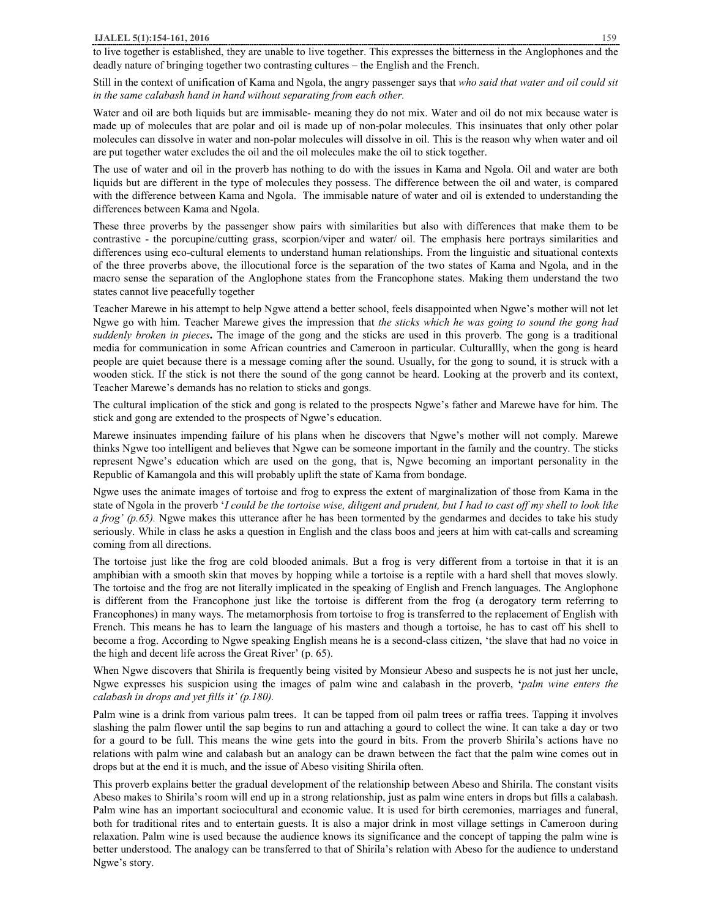to live together is established, they are unable to live together. This expresses the bitterness in the Anglophones and the deadly nature of bringing together two contrasting cultures – the English and the French.

Still in the context of unification of Kama and Ngola, the angry passenger says that *who said that water and oil could sit in the same calabash hand in hand without separating from each other.*

Water and oil are both liquids but are immisable- meaning they do not mix. Water and oil do not mix because water is made up of molecules that are polar and oil is made up of non-polar molecules. This insinuates that only other polar molecules can dissolve in water and non-polar molecules will dissolve in oil. This is the reason why when water and oil are put together water excludes the oil and the oil molecules make the oil to stick together.

The use of water and oil in the proverb has nothing to do with the issues in Kama and Ngola. Oil and water are both liquids but are different in the type of molecules they possess. The difference between the oil and water, is compared with the difference between Kama and Ngola. The immisable nature of water and oil is extended to understanding the differences between Kama and Ngola.

These three proverbs by the passenger show pairs with similarities but also with differences that make them to be contrastive - the porcupine/cutting grass, scorpion/viper and water/ oil. The emphasis here portrays similarities and differences using eco-cultural elements to understand human relationships. From the linguistic and situational contexts of the three proverbs above, the illocutional force is the separation of the two states of Kama and Ngola, and in the macro sense the separation of the Anglophone states from the Francophone states. Making them understand the two states cannot live peacefully together

Teacher Marewe in his attempt to help Ngwe attend a better school, feels disappointed when Ngwe's mother will not let Ngwe go with him. Teacher Marewe gives the impression that *the sticks which he was going to sound the gong had suddenly broken in pieces***.** The image of the gong and the sticks are used in this proverb. The gong is a traditional media for communication in some African countries and Cameroon in particular. Culturallly, when the gong is heard people are quiet because there is a message coming after the sound. Usually, for the gong to sound, it is struck with a wooden stick. If the stick is not there the sound of the gong cannot be heard. Looking at the proverb and its context, Teacher Marewe's demands has no relation to sticks and gongs.

The cultural implication of the stick and gong is related to the prospects Ngwe's father and Marewe have for him. The stick and gong are extended to the prospects of Ngwe's education.

Marewe insinuates impending failure of his plans when he discovers that Ngwe's mother will not comply. Marewe thinks Ngwe too intelligent and believes that Ngwe can be someone important in the family and the country. The sticks represent Ngwe's education which are used on the gong, that is, Ngwe becoming an important personality in the Republic of Kamangola and this will probably uplift the state of Kama from bondage.

Ngwe uses the animate images of tortoise and frog to express the extent of marginalization of those from Kama in the state of Ngola in the proverb '*I could be the tortoise wise, diligent and prudent, but I had to cast off my shell to look like a frog' (p.65).* Ngwe makes this utterance after he has been tormented by the gendarmes and decides to take his study seriously. While in class he asks a question in English and the class boos and jeers at him with cat-calls and screaming coming from all directions.

The tortoise just like the frog are cold blooded animals. But a frog is very different from a tortoise in that it is an amphibian with a smooth skin that moves by hopping while a tortoise is a reptile with a hard shell that moves slowly. The tortoise and the frog are not literally implicated in the speaking of English and French languages. The Anglophone is different from the Francophone just like the tortoise is different from the frog (a derogatory term referring to Francophones) in many ways. The metamorphosis from tortoise to frog is transferred to the replacement of English with French. This means he has to learn the language of his masters and though a tortoise, he has to cast off his shell to become a frog. According to Ngwe speaking English means he is a second-class citizen, 'the slave that had no voice in the high and decent life across the Great River' (p. 65).

When Ngwe discovers that Shirila is frequently being visited by Monsieur Abeso and suspects he is not just her uncle, Ngwe expresses his suspicion using the images of palm wine and calabash in the proverb, **'***palm wine enters the calabash in drops and yet fills it' (p.180).*

Palm wine is a drink from various palm trees. It can be tapped from oil palm trees or raffia trees. Tapping it involves slashing the palm flower until the sap begins to run and attaching a gourd to collect the wine. It can take a day or two for a gourd to be full. This means the wine gets into the gourd in bits. From the proverb Shirila's actions have no relations with palm wine and calabash but an analogy can be drawn between the fact that the palm wine comes out in drops but at the end it is much, and the issue of Abeso visiting Shirila often.

This proverb explains better the gradual development of the relationship between Abeso and Shirila. The constant visits Abeso makes to Shirila's room will end up in a strong relationship, just as palm wine enters in drops but fills a calabash. Palm wine has an important sociocultural and economic value. It is used for birth ceremonies, marriages and funeral, both for traditional rites and to entertain guests. It is also a major drink in most village settings in Cameroon during relaxation. Palm wine is used because the audience knows its significance and the concept of tapping the palm wine is better understood. The analogy can be transferred to that of Shirila's relation with Abeso for the audience to understand Ngwe's story.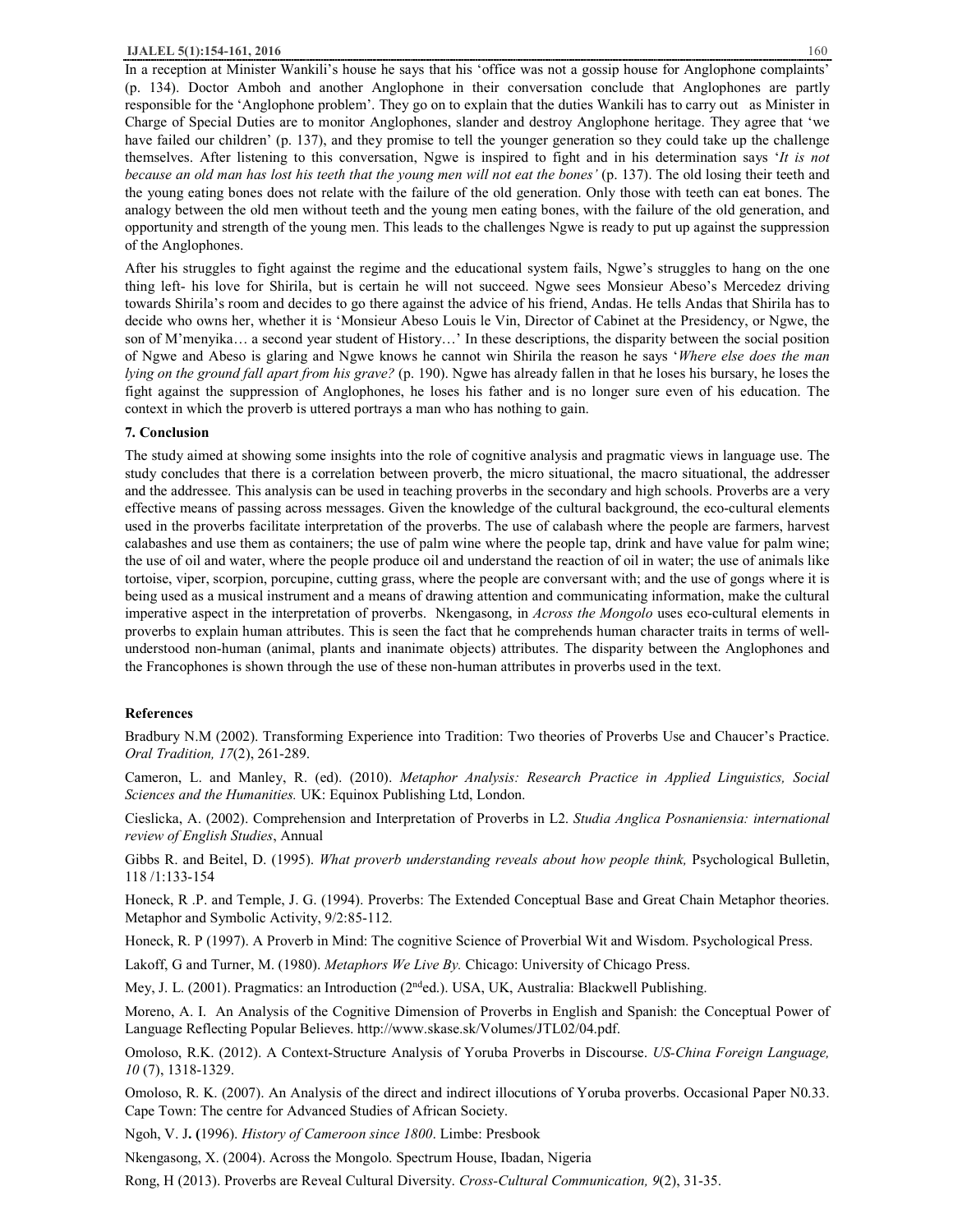In a reception at Minister Wankili's house he says that his 'office was not a gossip house for Anglophone complaints' (p. 134). Doctor Amboh and another Anglophone in their conversation conclude that Anglophones are partly responsible for the 'Anglophone problem'. They go on to explain that the duties Wankili has to carry out as Minister in Charge of Special Duties are to monitor Anglophones, slander and destroy Anglophone heritage. They agree that 'we have failed our children' (p. 137), and they promise to tell the younger generation so they could take up the challenge themselves. After listening to this conversation, Ngwe is inspired to fight and in his determination says '*It is not because an old man has lost his teeth that the young men will not eat the bones'* (p. 137). The old losing their teeth and the young eating bones does not relate with the failure of the old generation. Only those with teeth can eat bones. The analogy between the old men without teeth and the young men eating bones, with the failure of the old generation, and opportunity and strength of the young men. This leads to the challenges Ngwe is ready to put up against the suppression of the Anglophones.

After his struggles to fight against the regime and the educational system fails, Ngwe's struggles to hang on the one thing left- his love for Shirila, but is certain he will not succeed. Ngwe sees Monsieur Abeso's Mercedez driving towards Shirila's room and decides to go there against the advice of his friend, Andas. He tells Andas that Shirila has to decide who owns her, whether it is 'Monsieur Abeso Louis le Vin, Director of Cabinet at the Presidency, or Ngwe, the son of M'menyika… a second year student of History…' In these descriptions, the disparity between the social position of Ngwe and Abeso is glaring and Ngwe knows he cannot win Shirila the reason he says '*Where else does the man lying on the ground fall apart from his grave?* (p. 190). Ngwe has already fallen in that he loses his bursary, he loses the fight against the suppression of Anglophones, he loses his father and is no longer sure even of his education. The context in which the proverb is uttered portrays a man who has nothing to gain.

### 7. Conclusion

The study aimed at showing some insights into the role of cognitive analysis and pragmatic views in language use. The study concludes that there is a correlation between proverb, the micro situational, the macro situational, the addresser and the addressee. This analysis can be used in teaching proverbs in the secondary and high schools. Proverbs are a very effective means of passing across messages. Given the knowledge of the cultural background, the eco-cultural elements used in the proverbs facilitate interpretation of the proverbs. The use of calabash where the people are farmers, harvest calabashes and use them as containers; the use of palm wine where the people tap, drink and have value for palm wine; the use of oil and water, where the people produce oil and understand the reaction of oil in water; the use of animals like tortoise, viper, scorpion, porcupine, cutting grass, where the people are conversant with; and the use of gongs where it is being used as a musical instrument and a means of drawing attention and communicating information, make the cultural imperative aspect in the interpretation of proverbs. Nkengasong, in *Across the Mongolo* uses eco-cultural elements in proverbs to explain human attributes. This is seen the fact that he comprehends human character traits in terms of well-understood non-human (animal, plants and inanimate objects) attributes. The disparity between the Anglophones and the Francophones is shown through the use of these non-human attributes in proverbs used in the text.

### References

Bradbury N.M (2002). Transforming Experience into Tradition: Two theories of Proverbs Use and Chaucer's Practice. *Oral Tradition, 17*(2), 261-289.

Cameron, L. and Manley, R. (ed). (2010). *Metaphor Analysis: Research Practice in Applied Linguistics, Social Sciences and the Humanities.* UK: Equinox Publishing Ltd, London.

Cieslicka, A. (2002). Comprehension and Interpretation of Proverbs in L2. *Studia Anglica Posnaniensia: international review of English Studies*, Annual

Gibbs R. and Beitel, D. (1995). *What proverb understanding reveals about how people think,* Psychological Bulletin, 118 /1:133-154

Honeck, R .P. and Temple, J. G. (1994). Proverbs: The Extended Conceptual Base and Great Chain Metaphor theories. Metaphor and Symbolic Activity, 9/2:85-112.

Honeck, R. P (1997). A Proverb in Mind: The cognitive Science of Proverbial Wit and Wisdom. Psychological Press.

Lakoff, G and Turner, M. (1980). *Metaphors We Live By.* Chicago: University of Chicago Press.

Mey, J. L. (2001). Pragmatics: an Introduction (2nd ed.). USA, UK, Australia: Blackwell Publishing.

Moreno, A. I. An Analysis of the Cognitive Dimension of Proverbs in English and Spanish: the Conceptual Power of Language Reflecting Popular Believes. http://www.skase.sk/Volumes/JTL02/04.pdf.

Omoloso, R.K. (2012). A Context-Structure Analysis of Yoruba Proverbs in Discourse. *US-China Foreign Language, 10* (7), 1318-1329.

Omoloso, R. K. (2007). An Analysis of the direct and indirect illocutions of Yoruba proverbs. Occasional Paper N0.33. Cape Town: The centre for Advanced Studies of African Society.

Ngoh, V. J. (1996). *History of Cameroon since 1800*. Limbe: Presbook

Nkengasong, X. (2004). Across the Mongolo. Spectrum House, Ibadan, Nigeria

Rong, H (2013). Proverbs are Reveal Cultural Diversity. *Cross-Cultural Communication, 9*(2), 31-35.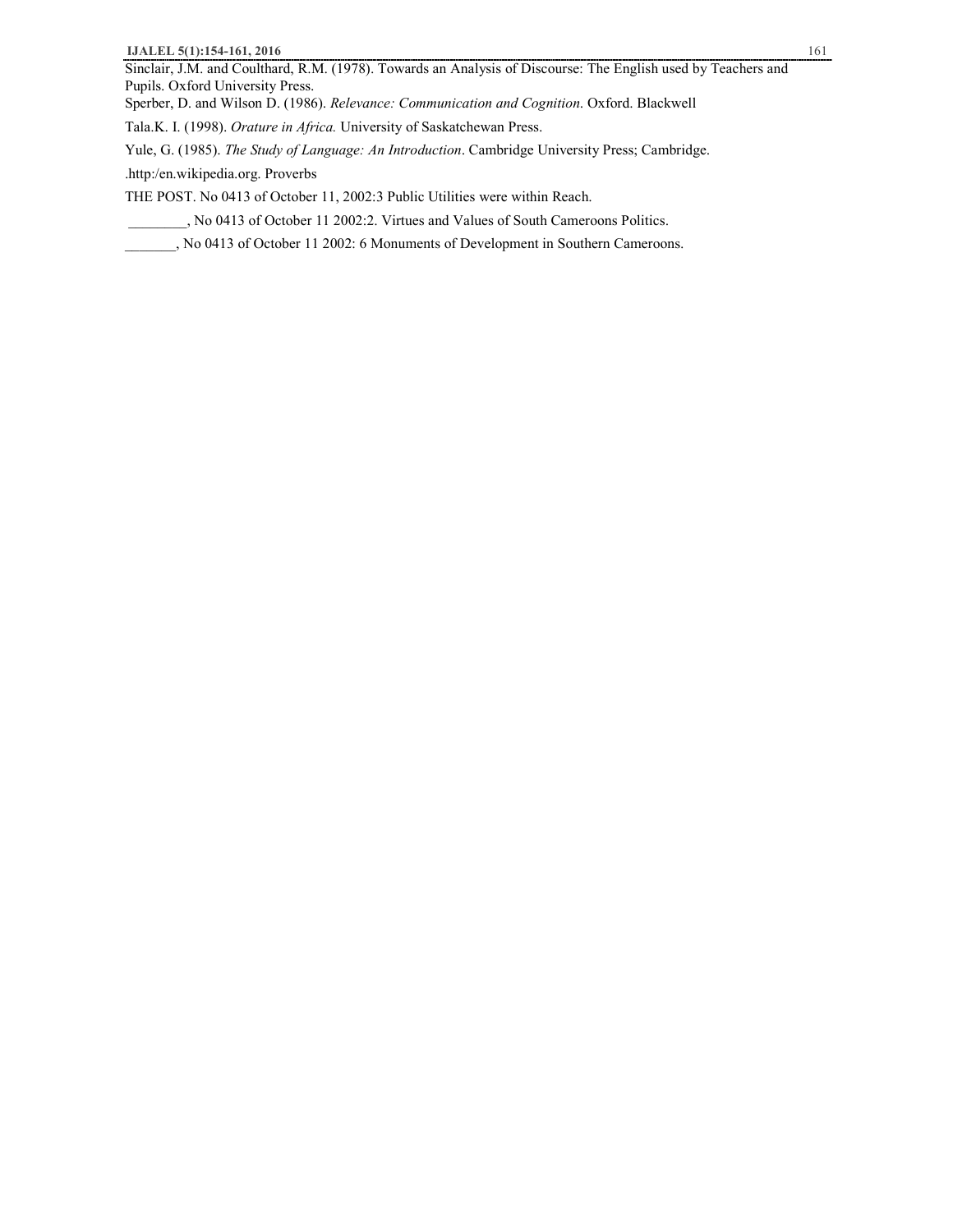Sinclair, J.M. and Coulthard, R.M. (1978). Towards an Analysis of Discourse: The English used by Teachers and Pupils. Oxford University Press.

Sperber, D. and Wilson D. (1986). *Relevance: Communication and Cognition*. Oxford. Blackwell

Tala.K. I. (1998). *Orature in Africa.* University of Saskatchewan Press.

Yule, G. (1985). *The Study of Language: An Introduction*. Cambridge University Press; Cambridge.

.http:/en.wikipedia.org. Proverbs

THE POST. No 0413 of October 11, 2002:3 Public Utilities were within Reach.

________, No 0413 of October 11 2002:2. Virtues and Values of South Cameroons Politics.

_______, No 0413 of October 11 2002: 6 Monuments of Development in Southern Cameroons.